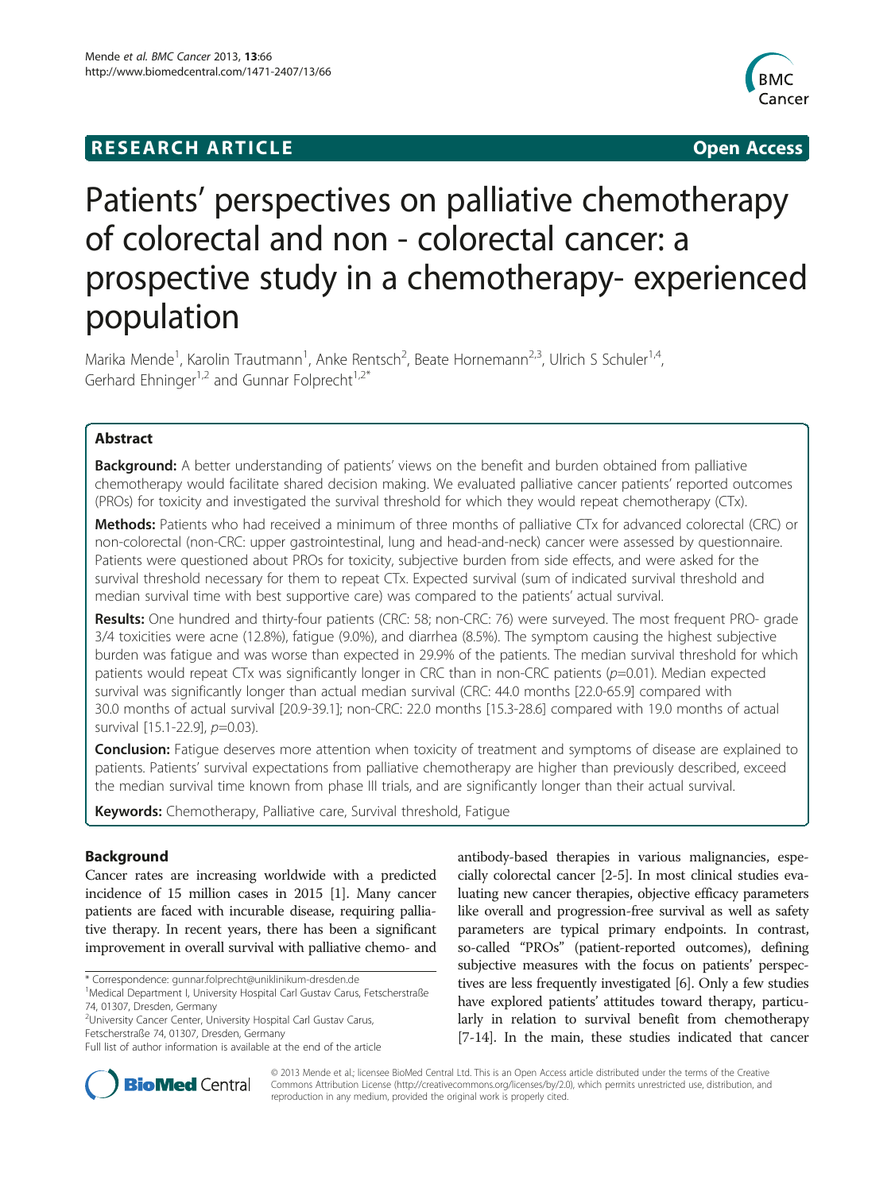**RESEARCH ARTICLE** **Open Access**

# Patients' perspectives on palliative chemotherapy of colorectal and non - colorectal cancer: a prospective study in a chemotherapy- experienced population

Marika Mende[1], Karolin Trautmann[1], Anke Rentsch[2], Beate Hornemann[2,3], Ulrich S Schuler[1,4], Gerhard Ehninger[1,2] and Gunnar Folprecht[1,2*]

## Abstract

**Background:** A better understanding of patients' views on the benefit and burden obtained from palliative chemotherapy would facilitate shared decision making. We evaluated palliative cancer patients' reported outcomes (PROs) for toxicity and investigated the survival threshold for which they would repeat chemotherapy (CTx).

**Methods:** Patients who had received a minimum of three months of palliative CTx for advanced colorectal (CRC) or non-colorectal (non-CRC: upper gastrointestinal, lung and head-and-neck) cancer were assessed by questionnaire. Patients were questioned about PROs for toxicity, subjective burden from side effects, and were asked for the survival threshold necessary for them to repeat CTx. Expected survival (sum of indicated survival threshold and median survival time with best supportive care) was compared to the patients' actual survival.

**Results:** One hundred and thirty-four patients (CRC: 58; non-CRC: 76) were surveyed. The most frequent PRO- grade 3/4 toxicities were acne (12.8%), fatigue (9.0%), and diarrhea (8.5%). The symptom causing the highest subjective burden was fatigue and was worse than expected in 29.9% of the patients. The median survival threshold for which patients would repeat CTx was significantly longer in CRC than in non-CRC patients (*p*=0.01). Median expected survival was significantly longer than actual median survival (CRC: 44.0 months [22.0-65.9] compared with 30.0 months of actual survival [20.9-39.1]; non-CRC: 22.0 months [15.3-28.6] compared with 19.0 months of actual survival [15.1-22.9], *p*=0.03).

**Conclusion:** Fatigue deserves more attention when toxicity of treatment and symptoms of disease are explained to patients. Patients' survival expectations from palliative chemotherapy are higher than previously described, exceed the median survival time known from phase III trials, and are significantly longer than their actual survival.

**Keywords:** Chemotherapy, Palliative care, Survival threshold, Fatigue

## Background

Cancer rates are increasing worldwide with a predicted incidence of 15 million cases in 2015 [1]. Many cancer patients are faced with incurable disease, requiring palliative therapy. In recent years, there has been a significant improvement in overall survival with palliative chemo- and antibody-based therapies in various malignancies, especially colorectal cancer [2-5]. In most clinical studies evaluating new cancer therapies, objective efficacy parameters like overall and progression-free survival as well as safety parameters are typical primary endpoints. In contrast, so-called "PROs" (patient-reported outcomes), defining subjective measures with the focus on patients' perspectives are less frequently investigated [6]. Only a few studies have explored patients' attitudes toward therapy, particularly in relation to survival benefit from chemotherapy [7-14]. In the main, these studies indicated that cancer

\* Correspondence: gunnar.folprecht@uniklinikum-dresden.de
[1]Medical Department I, University Hospital Carl Gustav Carus, Fetscherstraße 74, 01307, Dresden, Germany
[2]University Cancer Center, University Hospital Carl Gustav Carus, Fetscherstraße 74, 01307, Dresden, Germany
Full list of author information is available at the end of the article

© 2013 Mende et al.; licensee BioMed Central Ltd. This is an Open Access article distributed under the terms of the Creative Commons Attribution License (http://creativecommons.org/licenses/by/2.0), which permits unrestricted use, distribution, and reproduction in any medium, provided the original work is properly cited.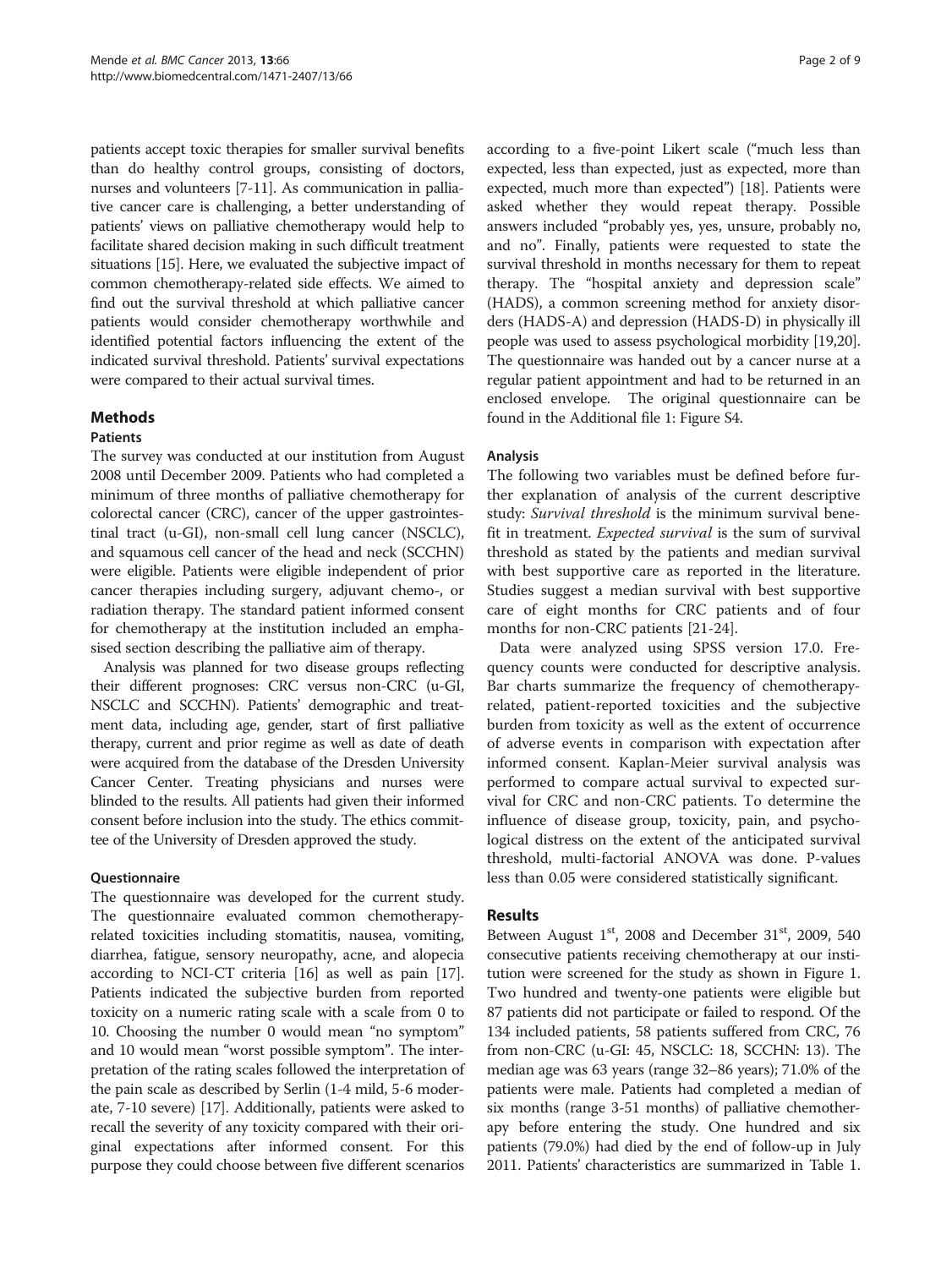patients accept toxic therapies for smaller survival benefits than do healthy control groups, consisting of doctors, nurses and volunteers [7-11]. As communication in palliative cancer care is challenging, a better understanding of patients' views on palliative chemotherapy would help to facilitate shared decision making in such difficult treatment situations [15]. Here, we evaluated the subjective impact of common chemotherapy-related side effects. We aimed to find out the survival threshold at which palliative cancer patients would consider chemotherapy worthwhile and identified potential factors influencing the extent of the indicated survival threshold. Patients' survival expectations were compared to their actual survival times.

## Methods

### Patients

The survey was conducted at our institution from August 2008 until December 2009. Patients who had completed a minimum of three months of palliative chemotherapy for colorectal cancer (CRC), cancer of the upper gastrointestinal tract (u-GI), non-small cell lung cancer (NSCLC), and squamous cell cancer of the head and neck (SCCHN) were eligible. Patients were eligible independent of prior cancer therapies including surgery, adjuvant chemo-, or radiation therapy. The standard patient informed consent for chemotherapy at the institution included an emphasised section describing the palliative aim of therapy.

Analysis was planned for two disease groups reflecting their different prognoses: CRC versus non-CRC (u-GI, NSCLC and SCCHN). Patients' demographic and treatment data, including age, gender, start of first palliative therapy, current and prior regime as well as date of death were acquired from the database of the Dresden University Cancer Center. Treating physicians and nurses were blinded to the results. All patients had given their informed consent before inclusion into the study. The ethics committee of the University of Dresden approved the study.

### Questionnaire

The questionnaire was developed for the current study. The questionnaire evaluated common chemotherapy-related toxicities including stomatitis, nausea, vomiting, diarrhea, fatigue, sensory neuropathy, acne, and alopecia according to NCI-CT criteria [16] as well as pain [17]. Patients indicated the subjective burden from reported toxicity on a numeric rating scale with a scale from 0 to 10. Choosing the number 0 would mean "no symptom" and 10 would mean "worst possible symptom". The interpretation of the rating scales followed the interpretation of the pain scale as described by Serlin (1-4 mild, 5-6 moderate, 7-10 severe) [17]. Additionally, patients were asked to recall the severity of any toxicity compared with their original expectations after informed consent. For this purpose they could choose between five different scenarios according to a five-point Likert scale ("much less than expected, less than expected, just as expected, more than expected, much more than expected") [18]. Patients were asked whether they would repeat therapy. Possible answers included "probably yes, yes, unsure, probably no, and no". Finally, patients were requested to state the survival threshold in months necessary for them to repeat therapy. The "hospital anxiety and depression scale" (HADS), a common screening method for anxiety disorders (HADS-A) and depression (HADS-D) in physically ill people was used to assess psychological morbidity [19,20]. The questionnaire was handed out by a cancer nurse at a regular patient appointment and had to be returned in an enclosed envelope. The original questionnaire can be found in the Additional file 1: Figure S4.

### Analysis

The following two variables must be defined before further explanation of analysis of the current descriptive study: *Survival threshold* is the minimum survival benefit in treatment. *Expected survival* is the sum of survival threshold as stated by the patients and median survival with best supportive care as reported in the literature. Studies suggest a median survival with best supportive care of eight months for CRC patients and of four months for non-CRC patients [21-24].

Data were analyzed using SPSS version 17.0. Frequency counts were conducted for descriptive analysis. Bar charts summarize the frequency of chemotherapy-related, patient-reported toxicities and the subjective burden from toxicity as well as the extent of occurrence of adverse events in comparison with expectation after informed consent. Kaplan-Meier survival analysis was performed to compare actual survival to expected survival for CRC and non-CRC patients. To determine the influence of disease group, toxicity, pain, and psychological distress on the extent of the anticipated survival threshold, multi-factorial ANOVA was done. P-values less than 0.05 were considered statistically significant.

## Results

Between August 1st, 2008 and December 31st, 2009, 540 consecutive patients receiving chemotherapy at our institution were screened for the study as shown in Figure 1. Two hundred and twenty-one patients were eligible but 87 patients did not participate or failed to respond. Of the 134 included patients, 58 patients suffered from CRC, 76 from non-CRC (u-GI: 45, NSCLC: 18, SCCHN: 13). The median age was 63 years (range 32–86 years); 71.0% of the patients were male. Patients had completed a median of six months (range 3-51 months) of palliative chemotherapy before entering the study. One hundred and six patients (79.0%) had died by the end of follow-up in July 2011. Patients' characteristics are summarized in Table 1.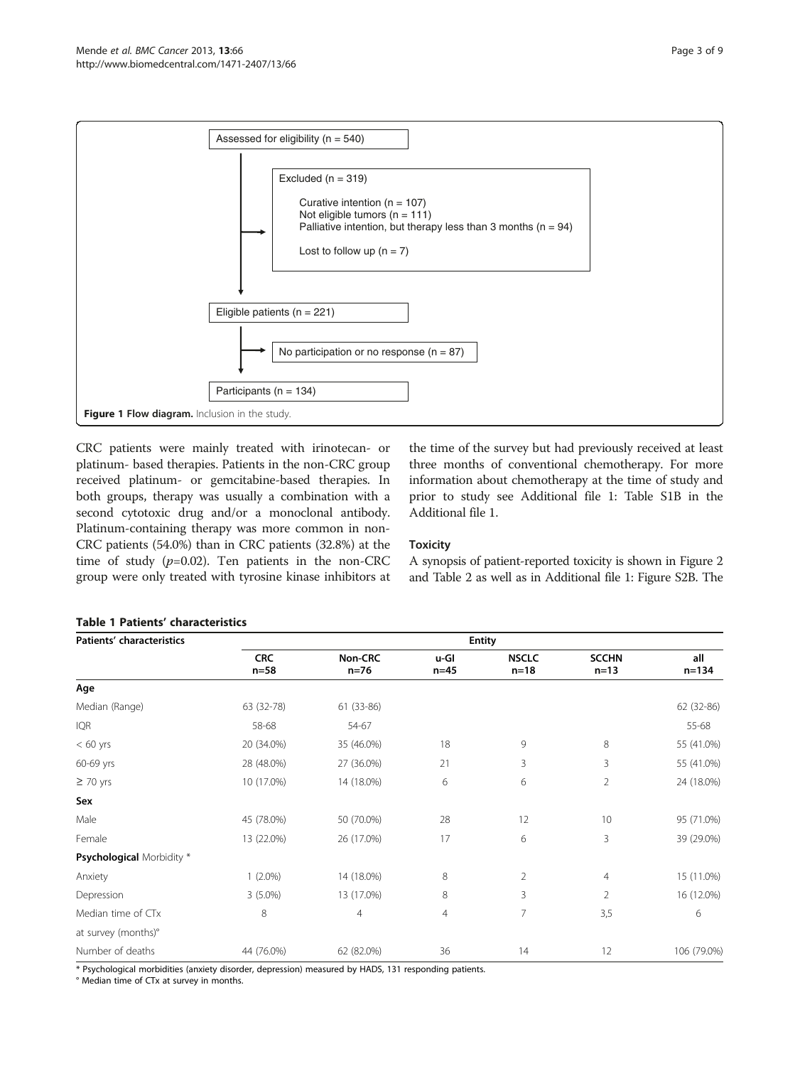Assessed for eligibility (n = 540)

Excluded (n = 319)

Curative intention (n = 107)
Not eligible tumors (n = 111)
Palliative intention, but therapy less than 3 months (n = 94)

Lost to follow up (n = 7)

Eligible patients (n = 221)

No participation or no response (n = 87)

Participants (n = 134)

**Figure 1 Flow diagram.** Inclusion in the study.

CRC patients were mainly treated with irinotecan- or platinum- based therapies. Patients in the non-CRC group received platinum- or gemcitabine-based therapies. In both groups, therapy was usually a combination with a second cytotoxic drug and/or a monoclonal antibody. Platinum-containing therapy was more common in non-CRC patients (54.0%) than in CRC patients (32.8%) at the time of study ($p$=0.02). Ten patients in the non-CRC group were only treated with tyrosine kinase inhibitors at the time of the survey but had previously received at least three months of conventional chemotherapy. For more information about chemotherapy at the time of study and prior to study see Additional file 1: Table S1B in the Additional file 1.

### Toxicity

A synopsis of patient-reported toxicity is shown in Figure 2 and Table 2 as well as in Additional file 1: Figure S2B. The

**Table 1 Patients' characteristics**

| Patients' characteristics | Entity | | | | | |
|---|---|---|---|---|---|---|
| | CRC n=58 | Non-CRC n=76 | u-GI n=45 | NSCLC n=18 | SCCHN n=13 | all n=134 |
| **Age** | | | | | | |
| Median (Range) | 63 (32-78) | 61 (33-86) | | | | 62 (32-86) |
| IQR | 58-68 | 54-67 | | | | 55-68 |
| < 60 yrs | 20 (34.0%) | 35 (46.0%) | 18 | 9 | 8 | 55 (41.0%) |
| 60-69 yrs | 28 (48.0%) | 27 (36.0%) | 21 | 3 | 3 | 55 (41.0%) |
| ≥ 70 yrs | 10 (17.0%) | 14 (18.0%) | 6 | 6 | 2 | 24 (18.0%) |
| **Sex** | | | | | | |
| Male | 45 (78.0%) | 50 (70.0%) | 28 | 12 | 10 | 95 (71.0%) |
| Female | 13 (22.0%) | 26 (17.0%) | 17 | 6 | 3 | 39 (29.0%) |
| **Psychological** Morbidity * | | | | | | |
| Anxiety | 1 (2.0%) | 14 (18.0%) | 8 | 2 | 4 | 15 (11.0%) |
| Depression | 3 (5.0%) | 13 (17.0%) | 8 | 3 | 2 | 16 (12.0%) |
| Median time of CTx at survey (months)° | 8 | 4 | 4 | 7 | 3,5 | 6 |
| Number of deaths | 44 (76.0%) | 62 (82.0%) | 36 | 14 | 12 | 106 (79.0%) |

* Psychological morbidities (anxiety disorder, depression) measured by HADS, 131 responding patients.
° Median time of CTx at survey in months.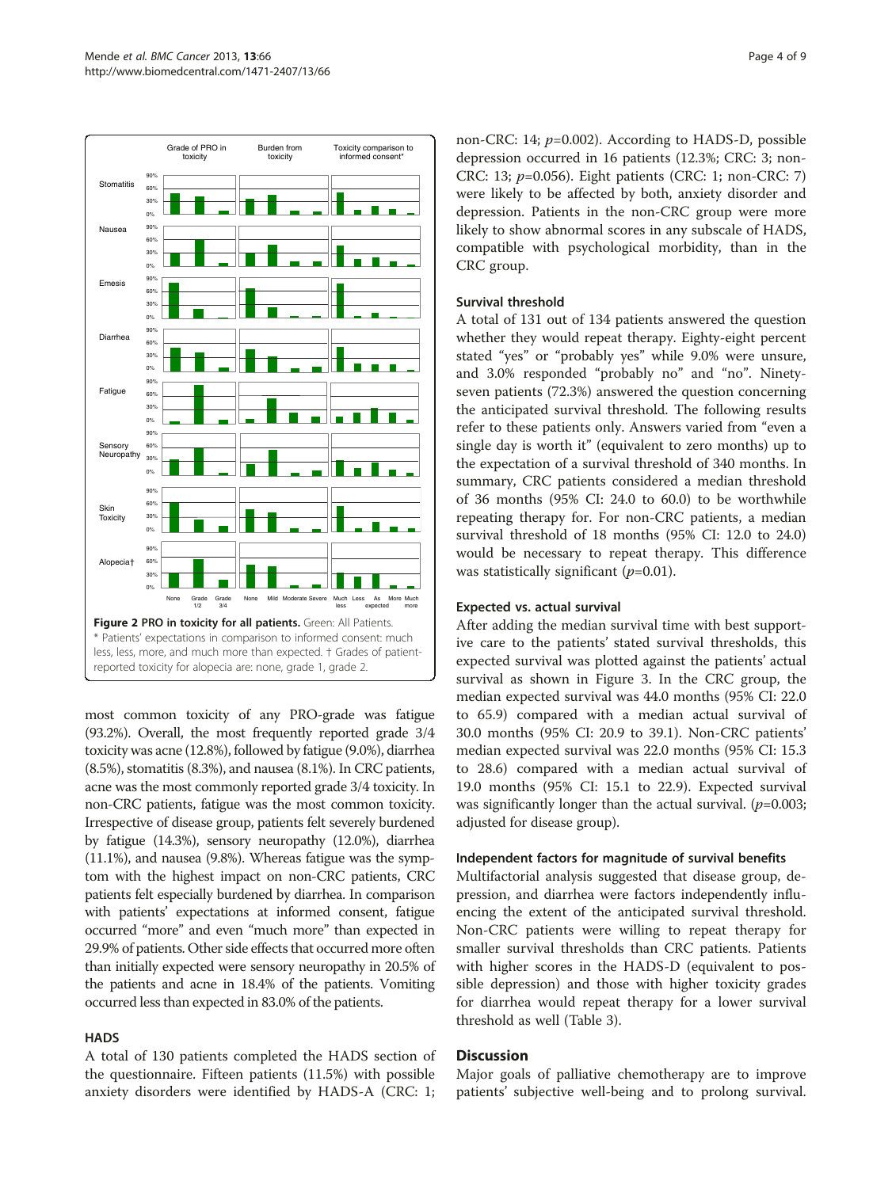Figure 2 PRO in toxicity for all patients. Green: All Patients.
* Patients' expectations in comparison to informed consent: much less, less, more, and much more than expected. † Grades of patient-reported toxicity for alopecia are: none, grade 1, grade 2.

most common toxicity of any PRO-grade was fatigue (93.2%). Overall, the most frequently reported grade 3/4 toxicity was acne (12.8%), followed by fatigue (9.0%), diarrhea (8.5%), stomatitis (8.3%), and nausea (8.1%). In CRC patients, acne was the most commonly reported grade 3/4 toxicity. In non-CRC patients, fatigue was the most common toxicity. Irrespective of disease group, patients felt severely burdened by fatigue (14.3%), sensory neuropathy (12.0%), diarrhea (11.1%), and nausea (9.8%). Whereas fatigue was the symptom with the highest impact on non-CRC patients, CRC patients felt especially burdened by diarrhea. In comparison with patients' expectations at informed consent, fatigue occurred "more" and even "much more" than expected in 29.9% of patients. Other side effects that occurred more often than initially expected were sensory neuropathy in 20.5% of the patients and acne in 18.4% of the patients. Vomiting occurred less than expected in 83.0% of the patients.

### HADS

A total of 130 patients completed the HADS section of the questionnaire. Fifteen patients (11.5%) with possible anxiety disorders were identified by HADS-A (CRC: 1; non-CRC: 14; $p$=0.002). According to HADS-D, possible depression occurred in 16 patients (12.3%; CRC: 3; non-CRC: 13; $p$=0.056). Eight patients (CRC: 1; non-CRC: 7) were likely to be affected by both, anxiety disorder and depression. Patients in the non-CRC group were more likely to show abnormal scores in any subscale of HADS, compatible with psychological morbidity, than in the CRC group.

### Survival threshold

A total of 131 out of 134 patients answered the question whether they would repeat therapy. Eighty-eight percent stated "yes" or "probably yes" while 9.0% were unsure, and 3.0% responded "probably no" and "no". Ninety-seven patients (72.3%) answered the question concerning the anticipated survival threshold. The following results refer to these patients only. Answers varied from "even a single day is worth it" (equivalent to zero months) up to the expectation of a survival threshold of 340 months. In summary, CRC patients considered a median threshold of 36 months (95% CI: 24.0 to 60.0) to be worthwhile repeating therapy for. For non-CRC patients, a median survival threshold of 18 months (95% CI: 12.0 to 24.0) would be necessary to repeat therapy. This difference was statistically significant ($p$=0.01).

### Expected vs. actual survival

After adding the median survival time with best supportive care to the patients' stated survival thresholds, this expected survival was plotted against the patients' actual survival as shown in Figure 3. In the CRC group, the median expected survival was 44.0 months (95% CI: 22.0 to 65.9) compared with a median actual survival of 30.0 months (95% CI: 20.9 to 39.1). Non-CRC patients' median expected survival was 22.0 months (95% CI: 15.3 to 28.6) compared with a median actual survival of 19.0 months (95% CI: 15.1 to 22.9). Expected survival was significantly longer than the actual survival. ($p$=0.003; adjusted for disease group).

### Independent factors for magnitude of survival benefits

Multifactorial analysis suggested that disease group, depression, and diarrhea were factors independently influencing the extent of the anticipated survival threshold. Non-CRC patients were willing to repeat therapy for smaller survival thresholds than CRC patients. Patients with higher scores in the HADS-D (equivalent to possible depression) and those with higher toxicity grades for diarrhea would repeat therapy for a lower survival threshold as well (Table 3).

## Discussion

Major goals of palliative chemotherapy are to improve patients' subjective well-being and to prolong survival.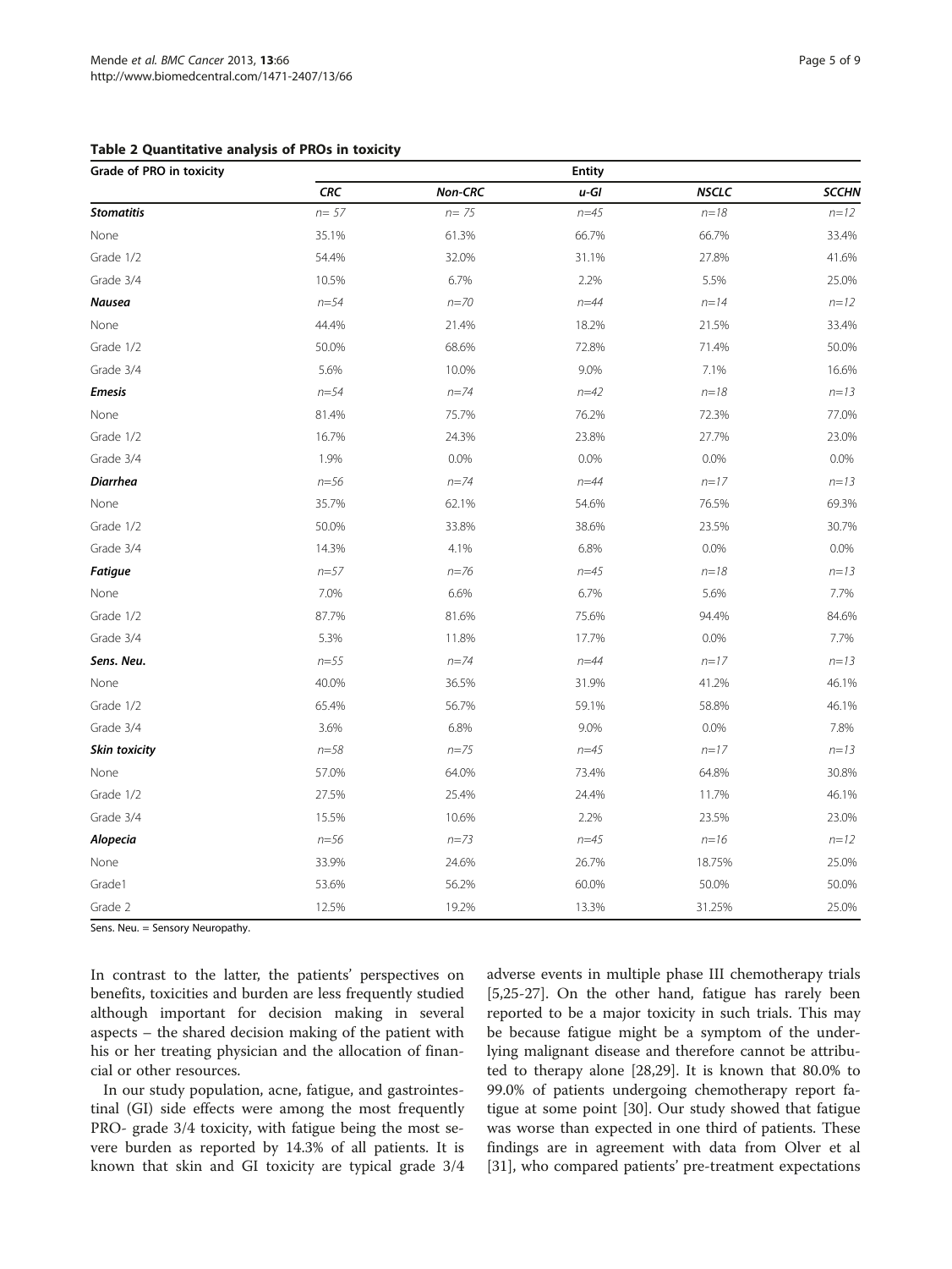**Table 2 Quantitative analysis of PROs in toxicity**

| Grade of PRO in toxicity | Entity | | | | |
|---|---|---|---|---|---|
| | *CRC* | *Non-CRC* | *u-GI* | *NSCLC* | *SCCHN* |
| ***Stomatitis*** | *n= 57* | *n= 75* | *n=45* | *n=18* | *n=12* |
| None | 35.1% | 61.3% | 66.7% | 66.7% | 33.4% |
| Grade 1/2 | 54.4% | 32.0% | 31.1% | 27.8% | 41.6% |
| Grade 3/4 | 10.5% | 6.7% | 2.2% | 5.5% | 25.0% |
| ***Nausea*** | *n=54* | *n=70* | *n=44* | *n=14* | *n=12* |
| None | 44.4% | 21.4% | 18.2% | 21.5% | 33.4% |
| Grade 1/2 | 50.0% | 68.6% | 72.8% | 71.4% | 50.0% |
| Grade 3/4 | 5.6% | 10.0% | 9.0% | 7.1% | 16.6% |
| ***Emesis*** | *n=54* | *n=74* | *n=42* | *n=18* | *n=13* |
| None | 81.4% | 75.7% | 76.2% | 72.3% | 77.0% |
| Grade 1/2 | 16.7% | 24.3% | 23.8% | 27.7% | 23.0% |
| Grade 3/4 | 1.9% | 0.0% | 0.0% | 0.0% | 0.0% |
| ***Diarrhea*** | *n=56* | *n=74* | *n=44* | *n=17* | *n=13* |
| None | 35.7% | 62.1% | 54.6% | 76.5% | 69.3% |
| Grade 1/2 | 50.0% | 33.8% | 38.6% | 23.5% | 30.7% |
| Grade 3/4 | 14.3% | 4.1% | 6.8% | 0.0% | 0.0% |
| ***Fatigue*** | *n=57* | *n=76* | *n=45* | *n=18* | *n=13* |
| None | 7.0% | 6.6% | 6.7% | 5.6% | 7.7% |
| Grade 1/2 | 87.7% | 81.6% | 75.6% | 94.4% | 84.6% |
| Grade 3/4 | 5.3% | 11.8% | 17.7% | 0.0% | 7.7% |
| ***Sens. Neu.*** | *n=55* | *n=74* | *n=44* | *n=17* | *n=13* |
| None | 40.0% | 36.5% | 31.9% | 41.2% | 46.1% |
| Grade 1/2 | 65.4% | 56.7% | 59.1% | 58.8% | 46.1% |
| Grade 3/4 | 3.6% | 6.8% | 9.0% | 0.0% | 7.8% |
| ***Skin toxicity*** | *n=58* | *n=75* | *n=45* | *n=17* | *n=13* |
| None | 57.0% | 64.0% | 73.4% | 64.8% | 30.8% |
| Grade 1/2 | 27.5% | 25.4% | 24.4% | 11.7% | 46.1% |
| Grade 3/4 | 15.5% | 10.6% | 2.2% | 23.5% | 23.0% |
| ***Alopecia*** | *n=56* | *n=73* | *n=45* | *n=16* | *n=12* |
| None | 33.9% | 24.6% | 26.7% | 18.75% | 25.0% |
| Grade1 | 53.6% | 56.2% | 60.0% | 50.0% | 50.0% |
| Grade 2 | 12.5% | 19.2% | 13.3% | 31.25% | 25.0% |

Sens. Neu. = Sensory Neuropathy.

In contrast to the latter, the patients' perspectives on benefits, toxicities and burden are less frequently studied although important for decision making in several aspects – the shared decision making of the patient with his or her treating physician and the allocation of financial or other resources.

In our study population, acne, fatigue, and gastrointestinal (GI) side effects were among the most frequently PRO- grade 3/4 toxicity, with fatigue being the most severe burden as reported by 14.3% of all patients. It is known that skin and GI toxicity are typical grade 3/4 adverse events in multiple phase III chemotherapy trials [5,25-27]. On the other hand, fatigue has rarely been reported to be a major toxicity in such trials. This may be because fatigue might be a symptom of the underlying malignant disease and therefore cannot be attributed to therapy alone [28,29]. It is known that 80.0% to 99.0% of patients undergoing chemotherapy report fatigue at some point [30]. Our study showed that fatigue was worse than expected in one third of patients. These findings are in agreement with data from Olver et al [31], who compared patients' pre-treatment expectations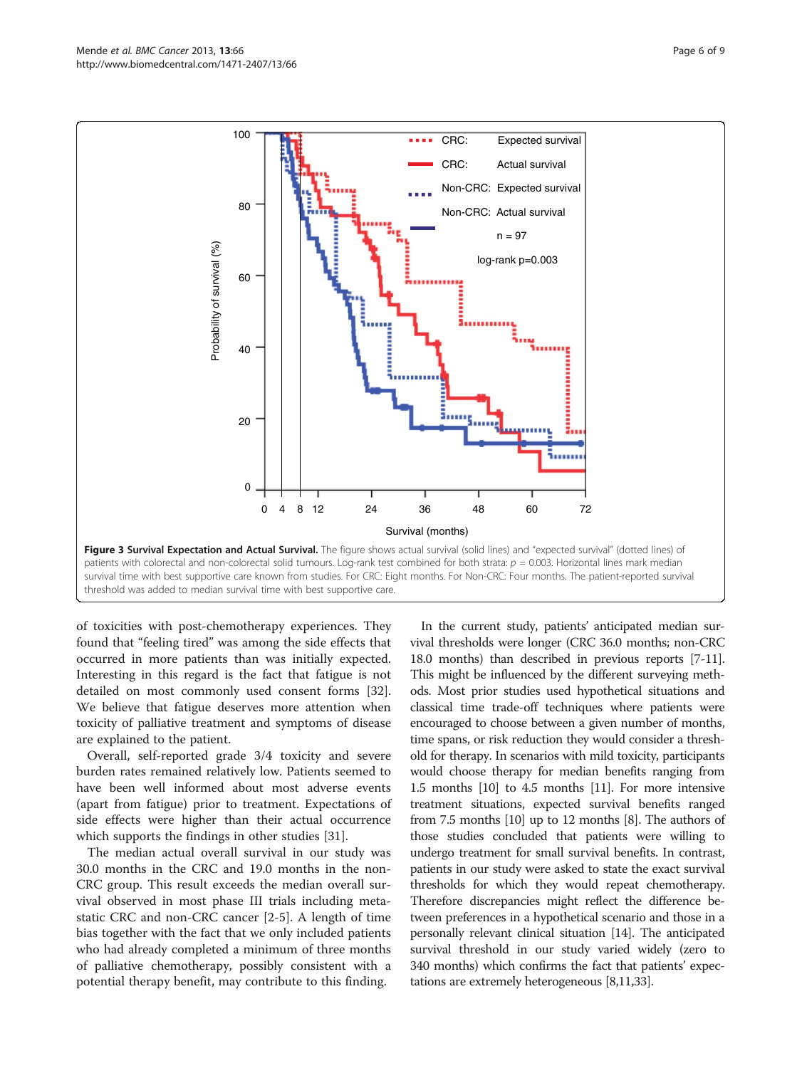**Figure 3 Survival Expectation and Actual Survival.** The figure shows actual survival (solid lines) and "expected survival" (dotted lines) of patients with colorectal and non-colorectal solid tumours. Log-rank test combined for both strata: $p = 0.003$. Horizontal lines mark median survival time with best supportive care known from studies. For CRC: Eight months. For Non-CRC: Four months. The patient-reported survival threshold was added to median survival time with best supportive care.

of toxicities with post-chemotherapy experiences. They found that "feeling tired" was among the side effects that occurred in more patients than was initially expected. Interesting in this regard is the fact that fatigue is not detailed on most commonly used consent forms [32]. We believe that fatigue deserves more attention when toxicity of palliative treatment and symptoms of disease are explained to the patient.

Overall, self-reported grade 3/4 toxicity and severe burden rates remained relatively low. Patients seemed to have been well informed about most adverse events (apart from fatigue) prior to treatment. Expectations of side effects were higher than their actual occurrence which supports the findings in other studies [31].

The median actual overall survival in our study was 30.0 months in the CRC and 19.0 months in the non-CRC group. This result exceeds the median overall survival observed in most phase III trials including metastatic CRC and non-CRC cancer [2-5]. A length of time bias together with the fact that we only included patients who had already completed a minimum of three months of palliative chemotherapy, possibly consistent with a potential therapy benefit, may contribute to this finding.

In the current study, patients' anticipated median survival thresholds were longer (CRC 36.0 months; non-CRC 18.0 months) than described in previous reports [7-11]. This might be influenced by the different surveying methods. Most prior studies used hypothetical situations and classical time trade-off techniques where patients were encouraged to choose between a given number of months, time spans, or risk reduction they would consider a threshold for therapy. In scenarios with mild toxicity, participants would choose therapy for median benefits ranging from 1.5 months [10] to 4.5 months [11]. For more intensive treatment situations, expected survival benefits ranged from 7.5 months [10] up to 12 months [8]. The authors of those studies concluded that patients were willing to undergo treatment for small survival benefits. In contrast, patients in our study were asked to state the exact survival thresholds for which they would repeat chemotherapy. Therefore discrepancies might reflect the difference between preferences in a hypothetical scenario and those in a personally relevant clinical situation [14]. The anticipated survival threshold in our study varied widely (zero to 340 months) which confirms the fact that patients' expectations are extremely heterogeneous [8,11,33].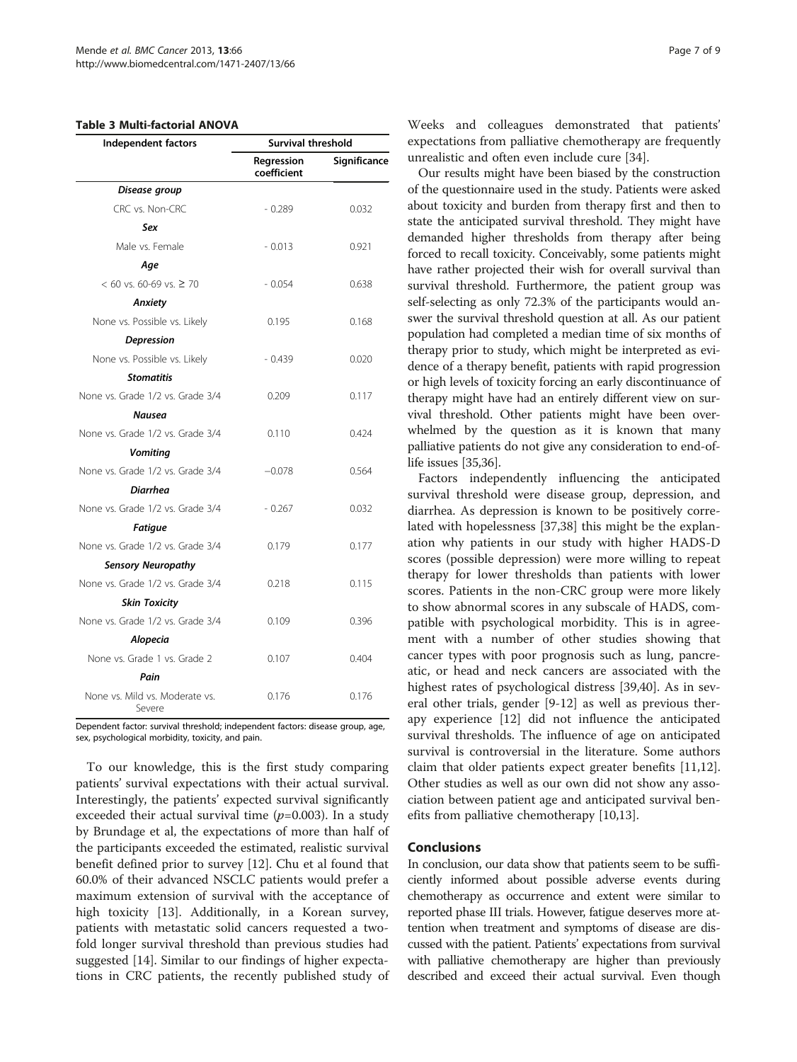**Table 3 Multi-factorial ANOVA**

| Independent factors | Survival threshold | |
|---|---|---|
| | Regression coefficient | Significance |
| ***Disease group*** | | |
| CRC vs. Non-CRC | - 0.289 | 0.032 |
| ***Sex*** | | |
| Male vs. Female | - 0.013 | 0.921 |
| ***Age*** | | |
| < 60 vs. 60-69 vs. ≥ 70 | - 0.054 | 0.638 |
| ***Anxiety*** | | |
| None vs. Possible vs. Likely | 0.195 | 0.168 |
| ***Depression*** | | |
| None vs. Possible vs. Likely | - 0.439 | 0.020 |
| ***Stomatitis*** | | |
| None vs. Grade 1/2 vs. Grade 3/4 | 0.209 | 0.117 |
| ***Nausea*** | | |
| None vs. Grade 1/2 vs. Grade 3/4 | 0.110 | 0.424 |
| ***Vomiting*** | | |
| None vs. Grade 1/2 vs. Grade 3/4 | −0.078 | 0.564 |
| ***Diarrhea*** | | |
| None vs. Grade 1/2 vs. Grade 3/4 | - 0.267 | 0.032 |
| ***Fatigue*** | | |
| None vs. Grade 1/2 vs. Grade 3/4 | 0.179 | 0.177 |
| ***Sensory Neuropathy*** | | |
| None vs. Grade 1/2 vs. Grade 3/4 | 0.218 | 0.115 |
| ***Skin Toxicity*** | | |
| None vs. Grade 1/2 vs. Grade 3/4 | 0.109 | 0.396 |
| ***Alopecia*** | | |
| None vs. Grade 1 vs. Grade 2 | 0.107 | 0.404 |
| ***Pain*** | | |
| None vs. Mild vs. Moderate vs. Severe | 0.176 | 0.176 |

Dependent factor: survival threshold; independent factors: disease group, age, sex, psychological morbidity, toxicity, and pain.

To our knowledge, this is the first study comparing patients' survival expectations with their actual survival. Interestingly, the patients' expected survival significantly exceeded their actual survival time ($p$=0.003). In a study by Brundage et al, the expectations of more than half of the participants exceeded the estimated, realistic survival benefit defined prior to survey [12]. Chu et al found that 60.0% of their advanced NSCLC patients would prefer a maximum extension of survival with the acceptance of high toxicity [13]. Additionally, in a Korean survey, patients with metastatic solid cancers requested a two-fold longer survival threshold than previous studies had suggested [14]. Similar to our findings of higher expectations in CRC patients, the recently published study of Weeks and colleagues demonstrated that patients' expectations from palliative chemotherapy are frequently unrealistic and often even include cure [34].

Our results might have been biased by the construction of the questionnaire used in the study. Patients were asked about toxicity and burden from therapy first and then to state the anticipated survival threshold. They might have demanded higher thresholds from therapy after being forced to recall toxicity. Conceivably, some patients might have rather projected their wish for overall survival than survival threshold. Furthermore, the patient group was self-selecting as only 72.3% of the participants would answer the survival threshold question at all. As our patient population had completed a median time of six months of therapy prior to study, which might be interpreted as evidence of a therapy benefit, patients with rapid progression or high levels of toxicity forcing an early discontinuance of therapy might have had an entirely different view on survival threshold. Other patients might have been overwhelmed by the question as it is known that many palliative patients do not give any consideration to end-of-life issues [35,36].

Factors independently influencing the anticipated survival threshold were disease group, depression, and diarrhea. As depression is known to be positively correlated with hopelessness [37,38] this might be the explanation why patients in our study with higher HADS-D scores (possible depression) were more willing to repeat therapy for lower thresholds than patients with lower scores. Patients in the non-CRC group were more likely to show abnormal scores in any subscale of HADS, compatible with psychological morbidity. This is in agreement with a number of other studies showing that cancer types with poor prognosis such as lung, pancreatic, or head and neck cancers are associated with the highest rates of psychological distress [39,40]. As in several other trials, gender [9-12] as well as previous therapy experience [12] did not influence the anticipated survival thresholds. The influence of age on anticipated survival is controversial in the literature. Some authors claim that older patients expect greater benefits [11,12]. Other studies as well as our own did not show any association between patient age and anticipated survival benefits from palliative chemotherapy [10,13].

## Conclusions

In conclusion, our data show that patients seem to be sufficiently informed about possible adverse events during chemotherapy as occurrence and extent were similar to reported phase III trials. However, fatigue deserves more attention when treatment and symptoms of disease are discussed with the patient. Patients' expectations from survival with palliative chemotherapy are higher than previously described and exceed their actual survival. Even though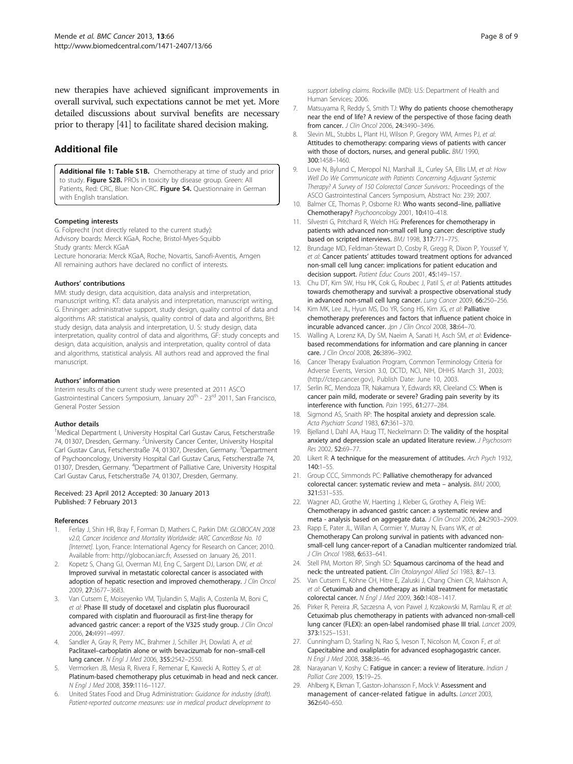new therapies have achieved significant improvements in overall survival, such expectations cannot be met yet. More detailed discussions about survival benefits are necessary prior to therapy [41] to facilitate shared decision making.

## Additional file

**Additional file 1: Table S1B.** Chemotherapy at time of study and prior to study. **Figure S2B.** PROs in toxicity by disease group. Green: All Patients, Red: CRC, Blue: Non-CRC. **Figure S4.** Questionnaire in German with English translation.

#### Competing interests

G. Folprecht (not directly related to the current study):
Advisory boards: Merck KGaA, Roche, Bristol-Myes-Squibb
Study grants: Merck KGaA
Lecture honoraria: Merck KGaA, Roche, Novartis, Sanofi-Aventis, Amgen
All remaining authors have declared no conflict of interests.

#### Authors' contributions

MM: study design, data acquisition, data analysis and interpretation, manuscript writing, KT: data analysis and interpretation, manuscript writing, G. Ehninger: administrative support, study design, quality control of data and algorithms AR: statistical analysis, quality control of data and algorithms, BH: study design, data analysis and interpretation, U. S: study design, data interpretation, quality control of data and algorithms, GF: study concepts and design, data acquisition, analysis and interpretation, quality control of data and algorithms, statistical analysis. All authors read and approved the final manuscript.

#### Authors' information

Interim results of the current study were presented at 2011 ASCO Gastrointestinal Cancers Symposium, January 20th - 23rd 2011, San Francisco, General Poster Session

#### Author details

[1]Medical Department I, University Hospital Carl Gustav Carus, Fetscherstraße 74, 01307, Dresden, Germany. [2]University Cancer Center, University Hospital Carl Gustav Carus, Fetscherstraße 74, 01307, Dresden, Germany. [3]Department of Psychooncology, University Hospital Carl Gustav Carus, Fetscherstraße 74, 01307, Dresden, Germany. [4]Department of Palliative Care, University Hospital Carl Gustav Carus, Fetscherstraße 74, 01307, Dresden, Germany.

Received: 23 April 2012 Accepted: 30 January 2013
Published: 7 February 2013

#### References

1. Ferlay J, Shin HR, Bray F, Forman D, Mathers C, Parkin DM: *GLOBOCAN 2008 v2.0, Cancer Incidence and Mortality Worldwide: IARC CancerBase No. 10 [Internet]*. Lyon, France: International Agency for Research on Cancer; 2010. Available from: http://globocan.iarc.fr, Assessed on January 26, 2011.
2. Kopetz S, Chang GJ, Overman MJ, Eng C, Sargent DJ, Larson DW, *et al*: **Improved survival in metastatic colorectal cancer is associated with adoption of hepatic resection and improved chemotherapy.** *J Clin Oncol* 2009, **27:**3677–3683.
3. Van Cutsem E, Moiseyenko VM, Tjulandin S, Majlis A, Costenla M, Boni C, *et al*: **Phase III study of docetaxel and cisplatin plus fluorouracil compared with cisplatin and fluorouracil as first-line therapy for advanced gastric cancer: a report of the V325 study group.** *J Clin Oncol* 2006, **24:**4991–4997.
4. Sandler A, Gray R, Perry MC, Brahmer J, Schiller JH, Dowlati A, *et al*: **Paclitaxel–carboplatin alone or with bevacizumab for non–small-cell lung cancer.** *N Engl J Med* 2006, **355:**2542–2550.
5. Vermorken JB, Mesia R, Rivera F, Remenar E, Kawecki A, Rottey S, *et al*: **Platinum-based chemotherapy plus cetuximab in head and neck cancer.** *N Engl J Med* 2008, **359:**1116–1127.
6. United States Food and Drug Administration: *Guidance for industry (draft). Patient-reported outcome measures: use in medical product development to support labeling claims*. Rockville (MD): U.S: Department of Health and Human Services; 2006.
7. Matsuyama R, Reddy S, Smith TJ: **Why do patients choose chemotherapy near the end of life? A review of the perspective of those facing death from cancer.** *J Clin Oncol* 2006, **24:**3490–3496.
8. Slevin ML, Stubbs L, Plant HJ, Wilson P, Gregory WM, Armes PJ, *et al*: **Attitudes to chemotherapy: comparing views of patients with cancer with those of doctors, nurses, and general public.** *BMJ* 1990, **300:**1458–1460.
9. Love N, Bylund C, Meropol NJ, Marshall JL, Curley SA, Ellis LM, *et al*: *How Well Do We Communicate with Patients Concerning Adjuvant Systemic Therapy? A Survey of 150 Colorectal Cancer Survivors.*: Proceedings of the ASCO Gastrointestinal Cancers Symposium, Abstract No: 239; 2007.
10. Balmer CE, Thomas P, Osborne RJ: **Who wants second–line, palliative Chemotherapy?** *Psychooncology* 2001, **10:**410–418.
11. Silvestri G, Pritchard R, Welch HG: **Preferences for chemotherapy in patients with advanced non-small cell lung cancer: descriptive study based on scripted interviews.** *BMJ* 1998, **317:**771–775.
12. Brundage MD, Feldman-Stewart D, Cosby R, Gregg R, Dixon P, Youssef Y, *et al*: **Cancer patients' attitudes toward treatment options for advanced non-small cell lung cancer: implications for patient education and decision support.** *Patient Educ Couns* 2001, **45:**149–157.
13. Chu DT, Kim SW, Hsu HK, Cok G, Roubec J, Patil S, *et al*: **Patients attitudes towards chemotherapy and survival: a prospective observational study in advanced non-small cell lung cancer.** *Lung Cancer* 2009, **66:**250–256.
14. Kim MK, Lee JL, Hyun MS, Do YR, Song HS, Kim JG, *et al*: **Palliative chemotherapy preferences and factors that influence patient choice in incurable advanced cancer.** *Jpn J Clin Oncol* 2008, **38:**64–70.
15. Walling A, Lorenz KA, Dy SM, Naeim A, Sanati H, Asch SM, *et al*: **Evidence-based recommendations for information and care planning in cancer care.** *J Clin Oncol* 2008, **26:**3896–3902.
16. Cancer Therapy Evaluation Program, Common Terminology Criteria for Adverse Events, Version 3.0, DCTD, NCI, NIH, DHHS March 31, 2003; (http://ctep.cancer.gov), Publish Date: June 10, 2003.
17. Serlin RC, Mendoza TR, Nakamura Y, Edwards KR, Cleeland CS: **When is cancer pain mild, moderate or severe? Grading pain severity by its interference with function.** *Pain* 1995, **61:**277–284.
18. Sigmond AS, Snaith RP: **The hospital anxiety and depression scale.** *Acta Psychiatr Scand* 1983, **67:**361–370.
19. Bjelland I, Dahl AA, Haug TT, Neckelmann D: **The validity of the hospital anxiety and depression scale an updated literature review.** *J Psychosom Res* 2002, **52:**69–77.
20. Likert R: **A technique for the measurement of attitudes.** *Arch Psych* 1932, **140:**1–55.
21. Group CCC, Simmonds PC: **Palliative chemotherapy for advanced colorectal cancer: systematic review and meta – analysis.** *BMJ* 2000, **321:**531–535.
22. Wagner AD, Grothe W, Haerting J, Kleber G, Grothey A, Fleig WE: **Chemotherapy in advanced gastric cancer: a systematic review and meta - analysis based on aggregate data.** *J Clin Oncol* 2006, **24:**2903–2909.
23. Rapp E, Pater JL, Willan A, Cormier Y, Murray N, Evans WK, *et al*: **Chemotherapy Can prolong survival in patients with advanced non-small-cell lung cancer-report of a Canadian multicenter randomized trial.** *J Clin Oncol* 1988, **6:**633–641.
24. Stell PM, Morton RP, Singh SD: **Squamous carcinoma of the head and neck: the untreated patient.** *Clin Otolaryngol Allied Sci* 1983, **8:**7–13.
25. Van Cutsem E, Köhne CH, Hitre E, Zaluski J, Chang Chien CR, Makhson A, *et al*: **Cetuximab and chemotherapy as initial treatment for metastatic colorectal cancer.** *N Engl J Med* 2009, **360:**1408–1417.
26. Pirker R, Pereira JR, Szczesna A, von Pawel J, Krzakowski M, Ramlau R, *et al*: **Cetuximab plus chemotherapy in patients with advanced non-small-cell lung cancer (FLEX): an open-label randomised phase III trial.** *Lancet* 2009, **373:**1525–1531.
27. Cunningham D, Starling N, Rao S, Iveson T, Nicolson M, Coxon F, *et al*: **Capecitabine and oxaliplatin for advanced esophagogastric cancer.** *N Engl J Med* 2008, **358:**36–46.
28. Narayanan V, Koshy C: **Fatigue in cancer: a review of literature.** *Indian J Palliat Care* 2009, **15:**19–25.
29. Ahlberg K, Ekman T, Gaston-Johansson F, Mock V: **Assessment and management of cancer-related fatigue in adults.** *Lancet* 2003, **362:**640–650.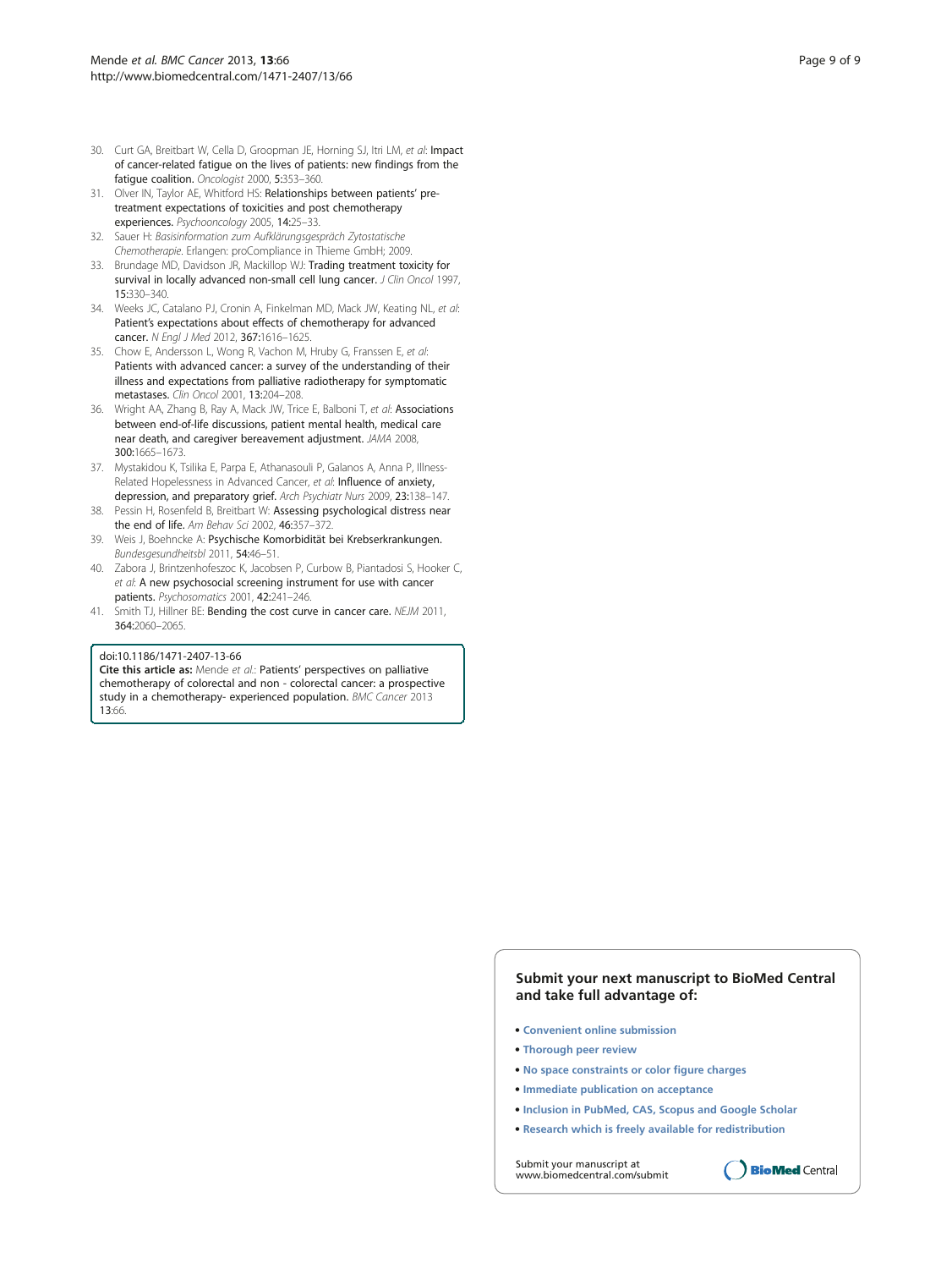30. Curt GA, Breitbart W, Cella D, Groopman JE, Horning SJ, Itri LM, *et al*: **Impact of cancer-related fatigue on the lives of patients: new findings from the fatigue coalition.** *Oncologist* 2000, **5**:353–360.
31. Olver IN, Taylor AE, Whitford HS: **Relationships between patients' pre-treatment expectations of toxicities and post chemotherapy experiences.** *Psychooncology* 2005, **14**:25–33.
32. Sauer H: *Basisinformation zum Aufklärungsgespräch Zytostatische Chemotherapie*. Erlangen: proCompliance in Thieme GmbH; 2009.
33. Brundage MD, Davidson JR, Mackillop WJ: **Trading treatment toxicity for survival in locally advanced non-small cell lung cancer.** *J Clin Oncol* 1997, **15**:330–340.
34. Weeks JC, Catalano PJ, Cronin A, Finkelman MD, Mack JW, Keating NL, *et al*: **Patient's expectations about effects of chemotherapy for advanced cancer.** *N Engl J Med* 2012, **367**:1616–1625.
35. Chow E, Andersson L, Wong R, Vachon M, Hruby G, Franssen E, *et al*: **Patients with advanced cancer: a survey of the understanding of their illness and expectations from palliative radiotherapy for symptomatic metastases.** *Clin Oncol* 2001, **13**:204–208.
36. Wright AA, Zhang B, Ray A, Mack JW, Trice E, Balboni T, *et al*: **Associations between end-of-life discussions, patient mental health, medical care near death, and caregiver bereavement adjustment.** *JAMA* 2008, **300**:1665–1673.
37. Mystakidou K, Tsilika E, Parpa E, Athanasouli P, Galanos A, Anna P, Illness-Related Hopelessness in Advanced Cancer, *et al*: **Influence of anxiety, depression, and preparatory grief.** *Arch Psychiatr Nurs* 2009, **23**:138–147.
38. Pessin H, Rosenfeld B, Breitbart W: **Assessing psychological distress near the end of life.** *Am Behav Sci* 2002, **46**:357–372.
39. Weis J, Boehncke A: **Psychische Komorbidität bei Krebserkrankungen.** *Bundesgesundheitsbl* 2011, **54**:46–51.
40. Zabora J, Brintzenhofeszoc K, Jacobsen P, Curbow B, Piantadosi S, Hooker C, *et al*: **A new psychosocial screening instrument for use with cancer patients.** *Psychosomatics* 2001, **42**:241–246.
41. Smith TJ, Hillner BE: **Bending the cost curve in cancer care.** *NEJM* 2011, **364**:2060–2065.

doi:10.1186/1471-2407-13-66

**Cite this article as:** Mende *et al.*: Patients' perspectives on palliative chemotherapy of colorectal and non - colorectal cancer: a prospective study in a chemotherapy- experienced population. *BMC Cancer* 2013 13:66.